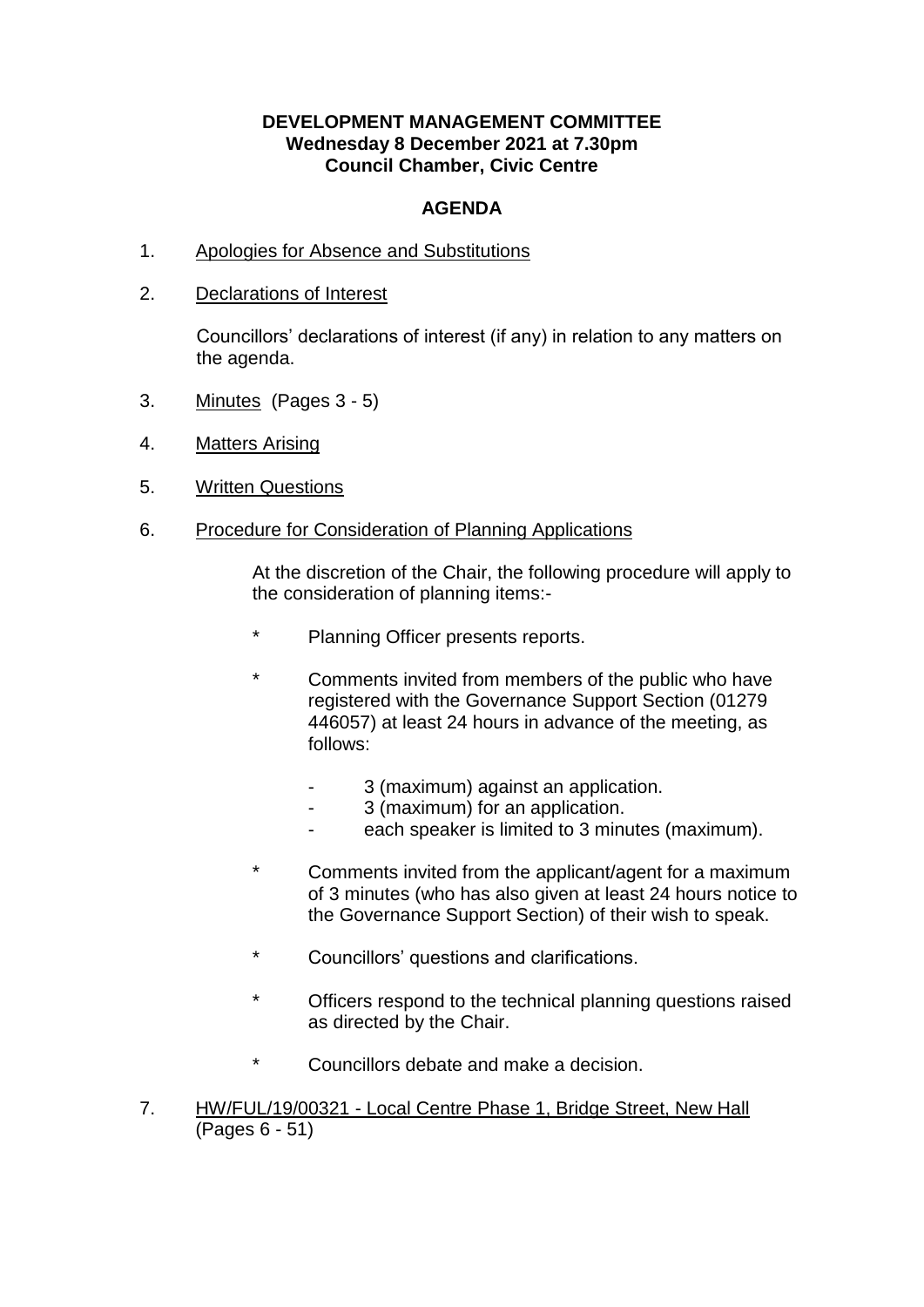**DEVELOPMENT MANAGEMENT COMMITTEE**
**Wednesday 8 December 2021 at 7.30pm**
**Council Chamber, Civic Centre**

## AGENDA

1. Apologies for Absence and Substitutions

2. Declarations of Interest

   Councillors' declarations of interest (if any) in relation to any matters on the agenda.

3. Minutes (Pages 3 - 5)

4. Matters Arising

5. Written Questions

6. Procedure for Consideration of Planning Applications

   At the discretion of the Chair, the following procedure will apply to the consideration of planning items:-

   * Planning Officer presents reports.
   * Comments invited from members of the public who have registered with the Governance Support Section (01279 446057) at least 24 hours in advance of the meeting, as follows:
     - 3 (maximum) against an application.
     - 3 (maximum) for an application.
     - each speaker is limited to 3 minutes (maximum).
   * Comments invited from the applicant/agent for a maximum of 3 minutes (who has also given at least 24 hours notice to the Governance Support Section) of their wish to speak.
   * Councillors' questions and clarifications.
   * Officers respond to the technical planning questions raised as directed by the Chair.
   * Councillors debate and make a decision.

7. HW/FUL/19/00321 - Local Centre Phase 1, Bridge Street, New Hall (Pages 6 - 51)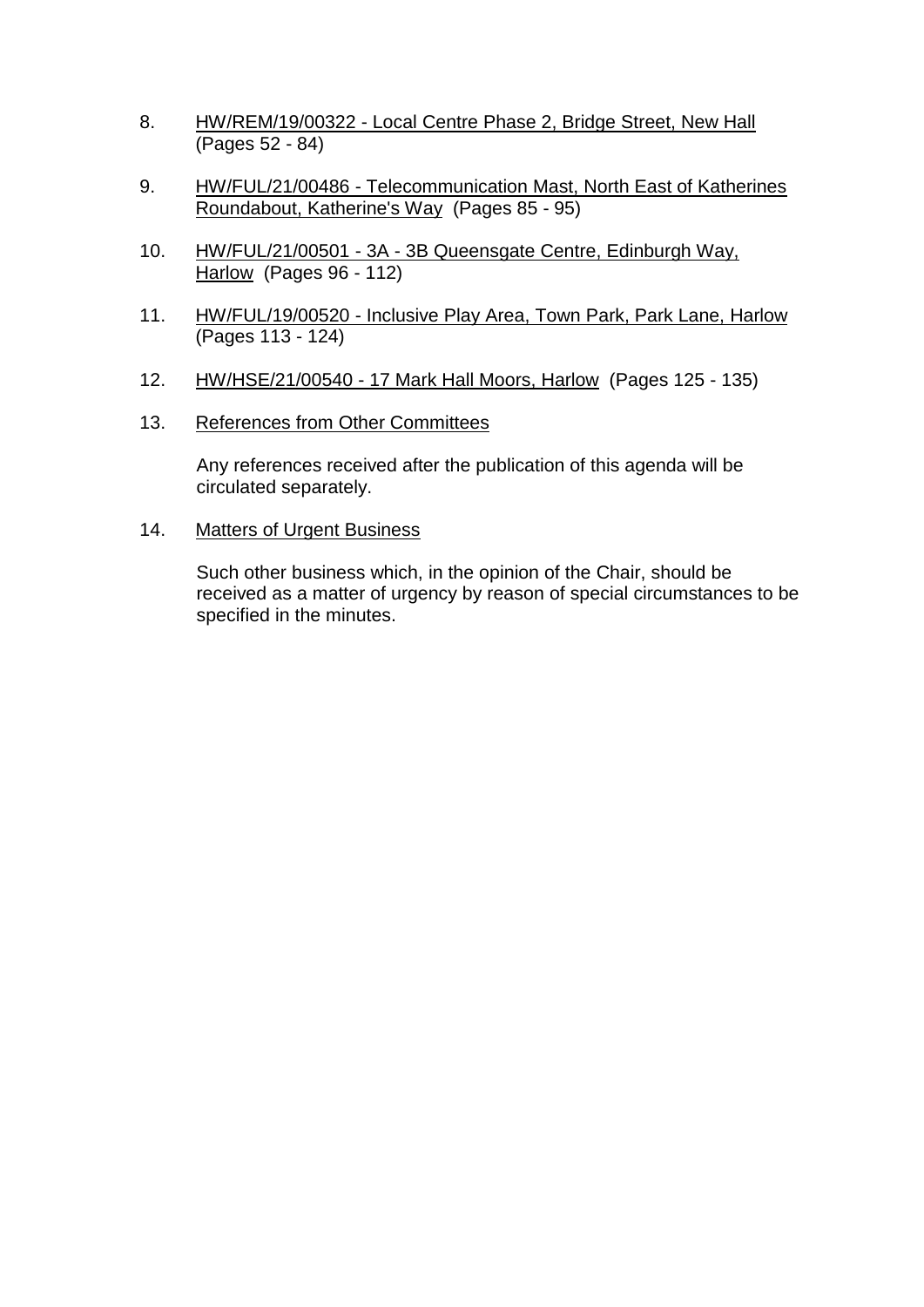8. <u>HW/REM/19/00322 - Local Centre Phase 2, Bridge Street, New Hall</u> (Pages 52 - 84)

9. <u>HW/FUL/21/00486 - Telecommunication Mast, North East of Katherines Roundabout, Katherine's Way</u> (Pages 85 - 95)

10. <u>HW/FUL/21/00501 - 3A - 3B Queensgate Centre, Edinburgh Way, Harlow</u> (Pages 96 - 112)

11. <u>HW/FUL/19/00520 - Inclusive Play Area, Town Park, Park Lane, Harlow</u> (Pages 113 - 124)

12. <u>HW/HSE/21/00540 - 17 Mark Hall Moors, Harlow</u> (Pages 125 - 135)

13. <u>References from Other Committees</u>

    Any references received after the publication of this agenda will be circulated separately.

14. <u>Matters of Urgent Business</u>

    Such other business which, in the opinion of the Chair, should be received as a matter of urgency by reason of special circumstances to be specified in the minutes.